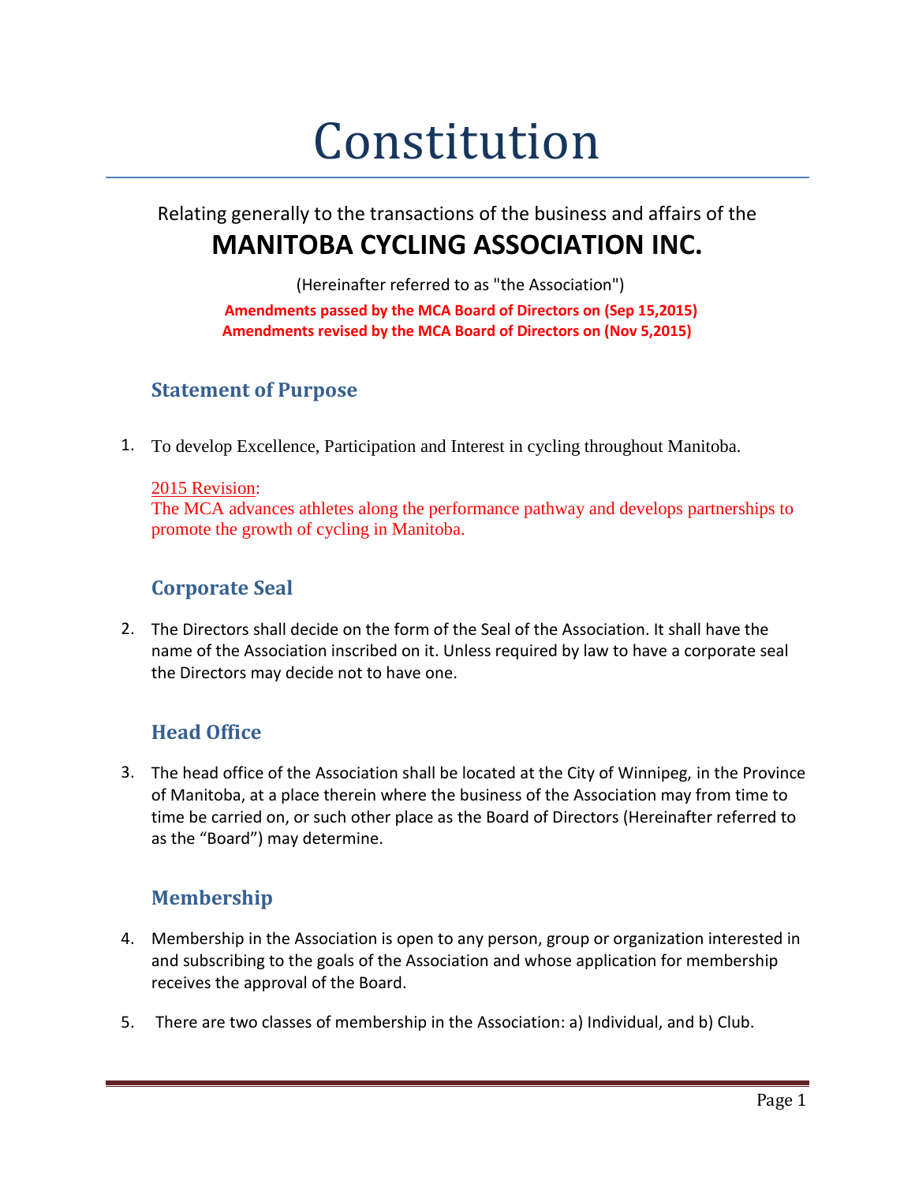# Constitution

Relating generally to the transactions of the business and affairs of the

**MANITOBA CYCLING ASSOCIATION INC.**

(Hereinafter referred to as "the Association")

**Amendments passed by the MCA Board of Directors on (Sep 15,2015)**
**Amendments revised by the MCA Board of Directors on (Nov 5,2015)**

## Statement of Purpose

1. To develop Excellence, Participation and Interest in cycling throughout Manitoba.

   2015 Revision:
   The MCA advances athletes along the performance pathway and develops partnerships to promote the growth of cycling in Manitoba.

## Corporate Seal

2. The Directors shall decide on the form of the Seal of the Association. It shall have the name of the Association inscribed on it. Unless required by law to have a corporate seal the Directors may decide not to have one.

## Head Office

3. The head office of the Association shall be located at the City of Winnipeg, in the Province of Manitoba, at a place therein where the business of the Association may from time to time be carried on, or such other place as the Board of Directors (Hereinafter referred to as the "Board") may determine.

## Membership

4. Membership in the Association is open to any person, group or organization interested in and subscribing to the goals of the Association and whose application for membership receives the approval of the Board.

5. There are two classes of membership in the Association: a) Individual, and b) Club.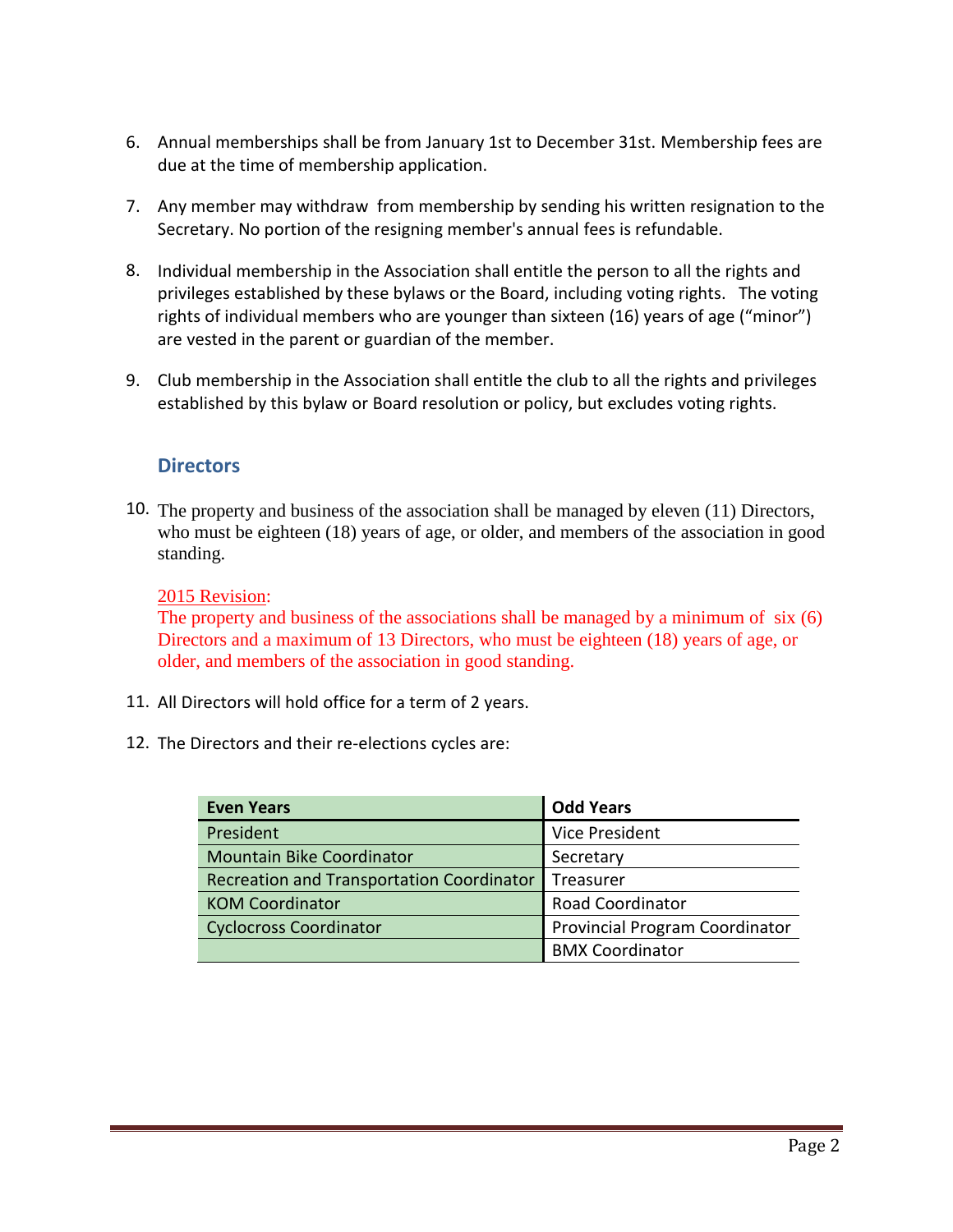6. Annual memberships shall be from January 1st to December 31st. Membership fees are due at the time of membership application.

7. Any member may withdraw from membership by sending his written resignation to the Secretary. No portion of the resigning member's annual fees is refundable.

8. Individual membership in the Association shall entitle the person to all the rights and privileges established by these bylaws or the Board, including voting rights. The voting rights of individual members who are younger than sixteen (16) years of age ("minor") are vested in the parent or guardian of the member.

9. Club membership in the Association shall entitle the club to all the rights and privileges established by this bylaw or Board resolution or policy, but excludes voting rights.

## Directors

10. The property and business of the association shall be managed by eleven (11) Directors, who must be eighteen (18) years of age, or older, and members of the association in good standing.

    2015 Revision:
    The property and business of the associations shall be managed by a minimum of six (6) Directors and a maximum of 13 Directors, who must be eighteen (18) years of age, or older, and members of the association in good standing.

11. All Directors will hold office for a term of 2 years.

12. The Directors and their re-elections cycles are:

| Even Years | Odd Years |
|---|---|
| President | Vice President |
| Mountain Bike Coordinator | Secretary |
| Recreation and Transportation Coordinator | Treasurer |
| KOM Coordinator | Road Coordinator |
| Cyclocross Coordinator | Provincial Program Coordinator |
| | BMX Coordinator |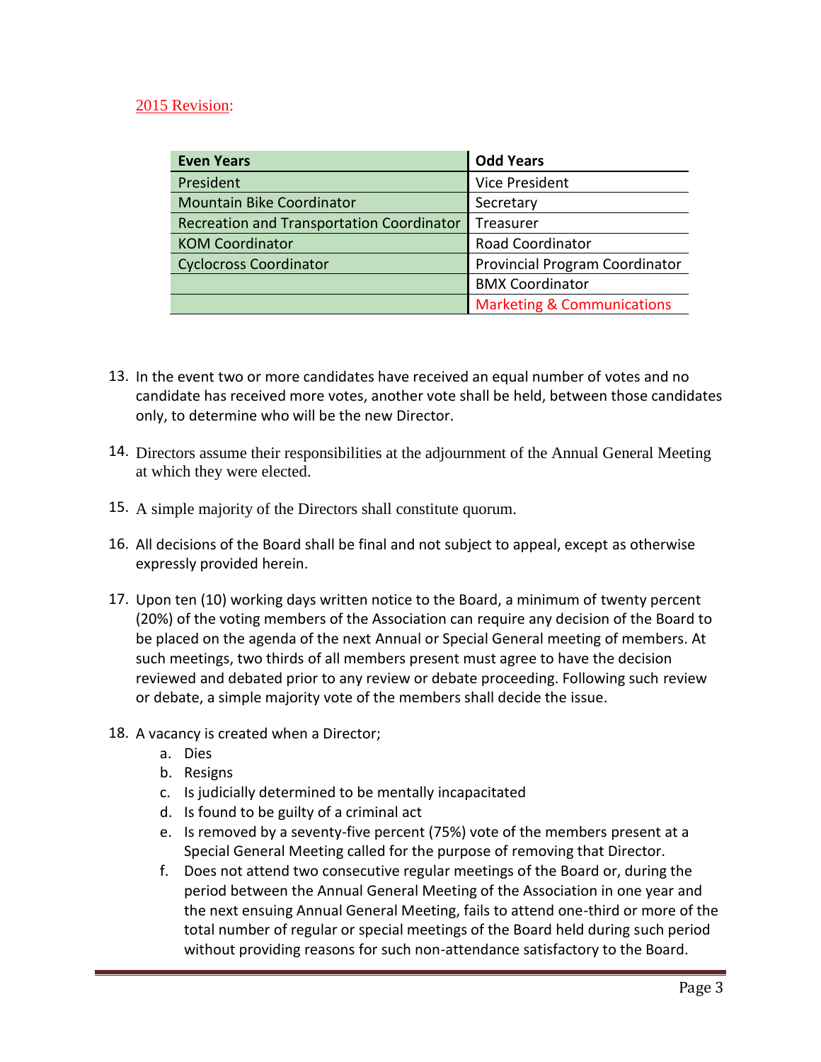2015 Revision:

| Even Years | Odd Years |
|---|---|
| President | Vice President |
| Mountain Bike Coordinator | Secretary |
| Recreation and Transportation Coordinator | Treasurer |
| KOM Coordinator | Road Coordinator |
| Cyclocross Coordinator | Provincial Program Coordinator |
| | BMX Coordinator |
| | Marketing & Communications |

13. In the event two or more candidates have received an equal number of votes and no candidate has received more votes, another vote shall be held, between those candidates only, to determine who will be the new Director.

14. Directors assume their responsibilities at the adjournment of the Annual General Meeting at which they were elected.

15. A simple majority of the Directors shall constitute quorum.

16. All decisions of the Board shall be final and not subject to appeal, except as otherwise expressly provided herein.

17. Upon ten (10) working days written notice to the Board, a minimum of twenty percent (20%) of the voting members of the Association can require any decision of the Board to be placed on the agenda of the next Annual or Special General meeting of members. At such meetings, two thirds of all members present must agree to have the decision reviewed and debated prior to any review or debate proceeding. Following such review or debate, a simple majority vote of the members shall decide the issue.

18. A vacancy is created when a Director;
    a. Dies
    b. Resigns
    c. Is judicially determined to be mentally incapacitated
    d. Is found to be guilty of a criminal act
    e. Is removed by a seventy-five percent (75%) vote of the members present at a Special General Meeting called for the purpose of removing that Director.
    f. Does not attend two consecutive regular meetings of the Board or, during the period between the Annual General Meeting of the Association in one year and the next ensuing Annual General Meeting, fails to attend one-third or more of the total number of regular or special meetings of the Board held during such period without providing reasons for such non-attendance satisfactory to the Board.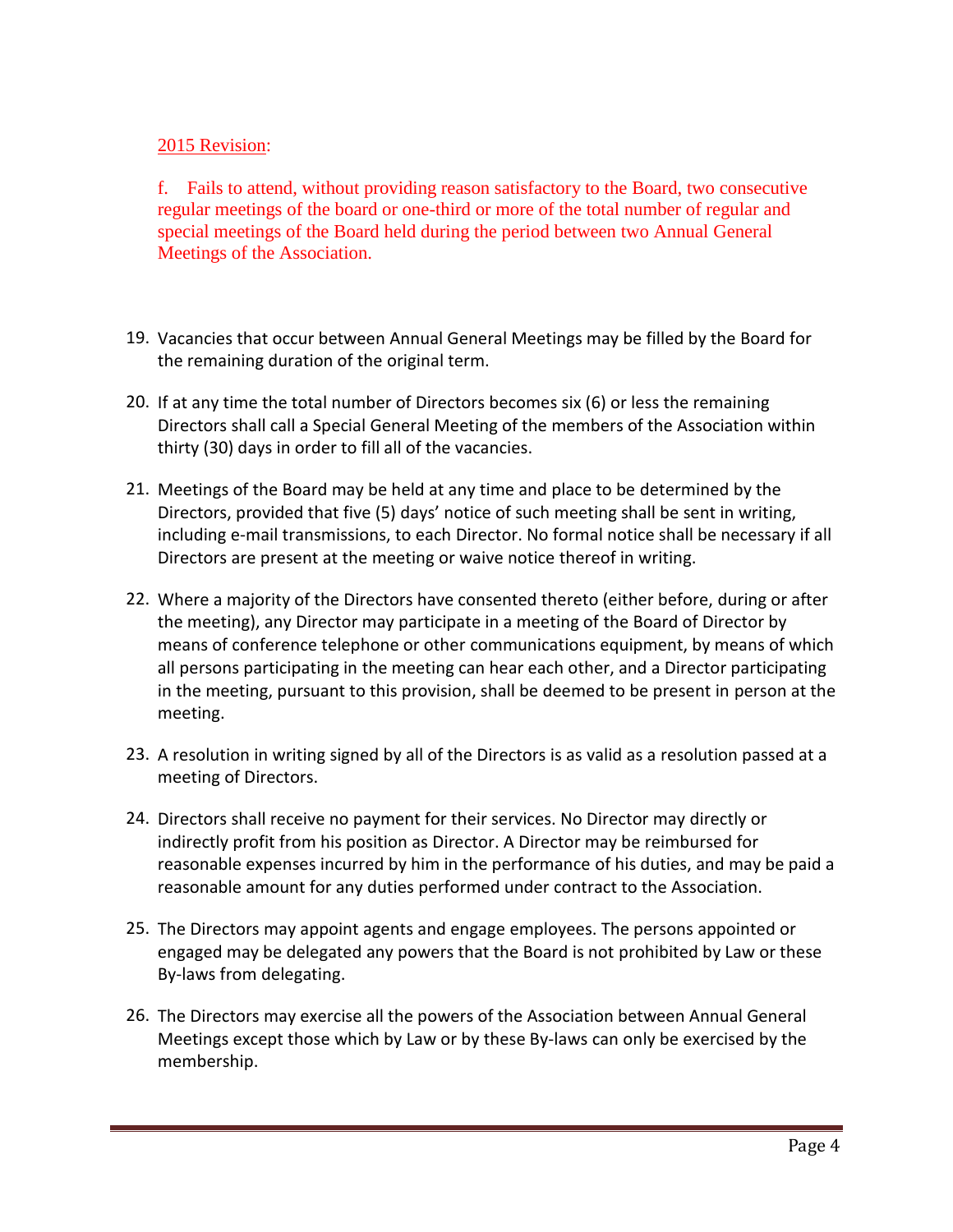2015 Revision:

f. Fails to attend, without providing reason satisfactory to the Board, two consecutive regular meetings of the board or one-third or more of the total number of regular and special meetings of the Board held during the period between two Annual General Meetings of the Association.

19. Vacancies that occur between Annual General Meetings may be filled by the Board for the remaining duration of the original term.

20. If at any time the total number of Directors becomes six (6) or less the remaining Directors shall call a Special General Meeting of the members of the Association within thirty (30) days in order to fill all of the vacancies.

21. Meetings of the Board may be held at any time and place to be determined by the Directors, provided that five (5) days' notice of such meeting shall be sent in writing, including e-mail transmissions, to each Director. No formal notice shall be necessary if all Directors are present at the meeting or waive notice thereof in writing.

22. Where a majority of the Directors have consented thereto (either before, during or after the meeting), any Director may participate in a meeting of the Board of Director by means of conference telephone or other communications equipment, by means of which all persons participating in the meeting can hear each other, and a Director participating in the meeting, pursuant to this provision, shall be deemed to be present in person at the meeting.

23. A resolution in writing signed by all of the Directors is as valid as a resolution passed at a meeting of Directors.

24. Directors shall receive no payment for their services. No Director may directly or indirectly profit from his position as Director. A Director may be reimbursed for reasonable expenses incurred by him in the performance of his duties, and may be paid a reasonable amount for any duties performed under contract to the Association.

25. The Directors may appoint agents and engage employees. The persons appointed or engaged may be delegated any powers that the Board is not prohibited by Law or these By-laws from delegating.

26. The Directors may exercise all the powers of the Association between Annual General Meetings except those which by Law or by these By-laws can only be exercised by the membership.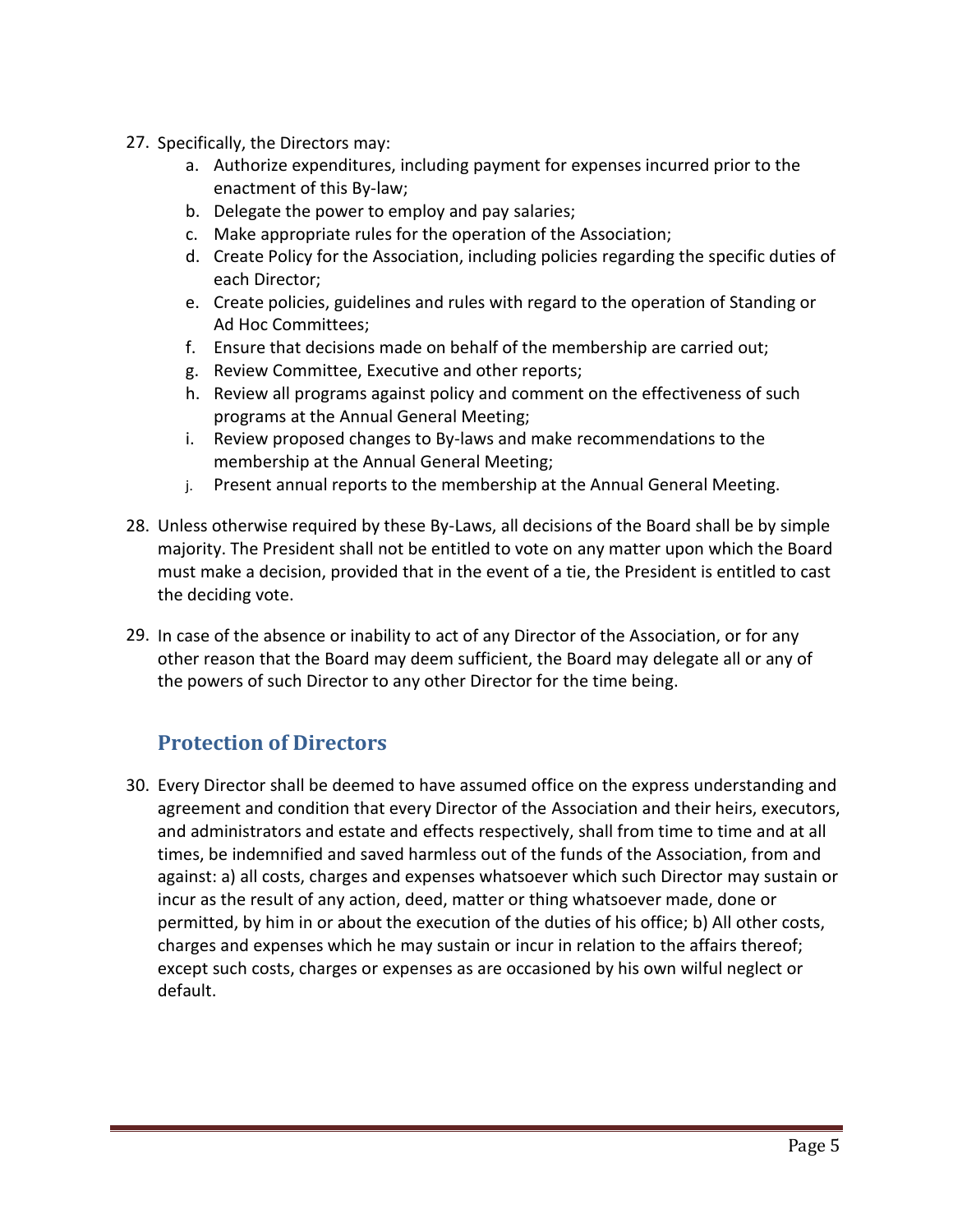27. Specifically, the Directors may:
    a. Authorize expenditures, including payment for expenses incurred prior to the enactment of this By-law;
    b. Delegate the power to employ and pay salaries;
    c. Make appropriate rules for the operation of the Association;
    d. Create Policy for the Association, including policies regarding the specific duties of each Director;
    e. Create policies, guidelines and rules with regard to the operation of Standing or Ad Hoc Committees;
    f. Ensure that decisions made on behalf of the membership are carried out;
    g. Review Committee, Executive and other reports;
    h. Review all programs against policy and comment on the effectiveness of such programs at the Annual General Meeting;
    i. Review proposed changes to By-laws and make recommendations to the membership at the Annual General Meeting;
    j. Present annual reports to the membership at the Annual General Meeting.

28. Unless otherwise required by these By-Laws, all decisions of the Board shall be by simple majority. The President shall not be entitled to vote on any matter upon which the Board must make a decision, provided that in the event of a tie, the President is entitled to cast the deciding vote.

29. In case of the absence or inability to act of any Director of the Association, or for any other reason that the Board may deem sufficient, the Board may delegate all or any of the powers of such Director to any other Director for the time being.

## Protection of Directors

30. Every Director shall be deemed to have assumed office on the express understanding and agreement and condition that every Director of the Association and their heirs, executors, and administrators and estate and effects respectively, shall from time to time and at all times, be indemnified and saved harmless out of the funds of the Association, from and against: a) all costs, charges and expenses whatsoever which such Director may sustain or incur as the result of any action, deed, matter or thing whatsoever made, done or permitted, by him in or about the execution of the duties of his office; b) All other costs, charges and expenses which he may sustain or incur in relation to the affairs thereof; except such costs, charges or expenses as are occasioned by his own wilful neglect or default.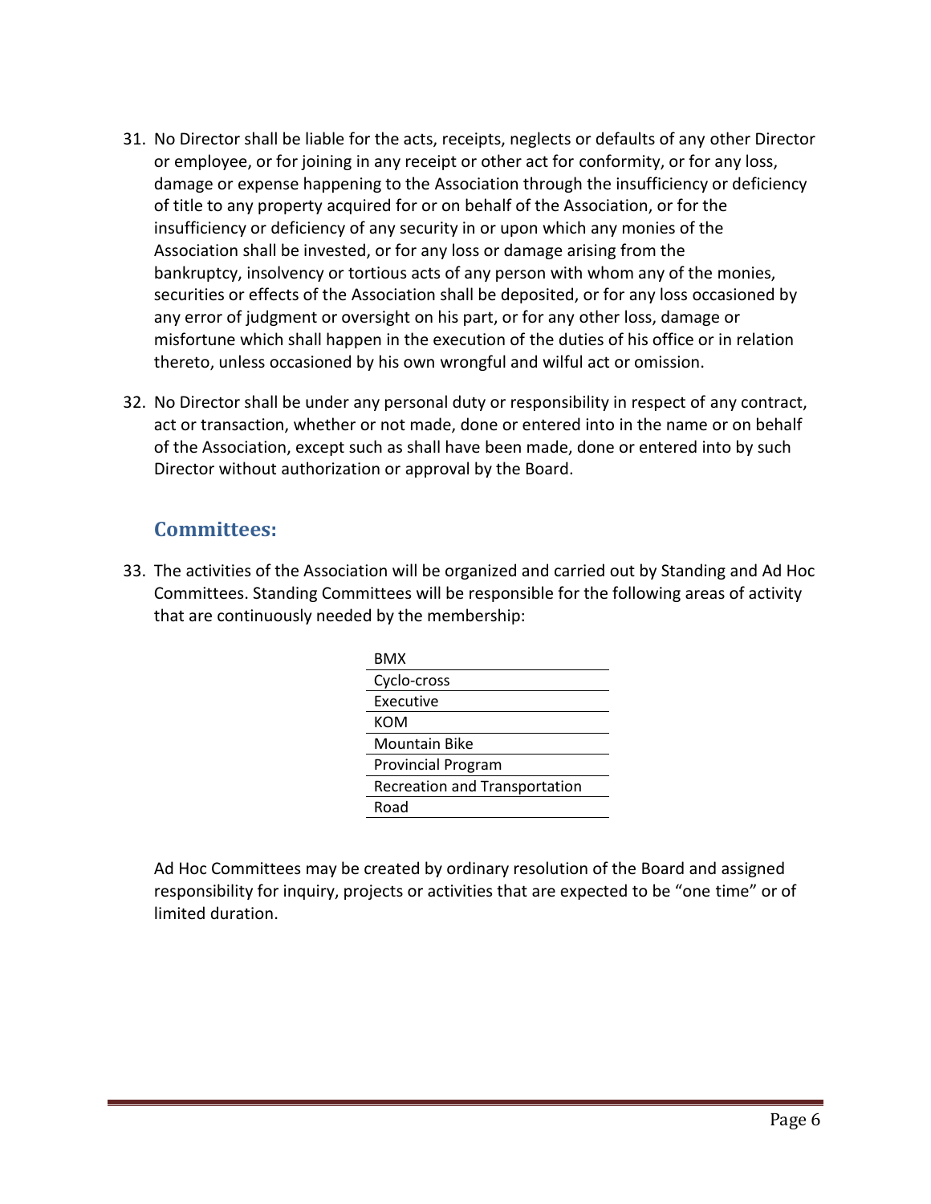31. No Director shall be liable for the acts, receipts, neglects or defaults of any other Director or employee, or for joining in any receipt or other act for conformity, or for any loss, damage or expense happening to the Association through the insufficiency or deficiency of title to any property acquired for or on behalf of the Association, or for the insufficiency or deficiency of any security in or upon which any monies of the Association shall be invested, or for any loss or damage arising from the bankruptcy, insolvency or tortious acts of any person with whom any of the monies, securities or effects of the Association shall be deposited, or for any loss occasioned by any error of judgment or oversight on his part, or for any other loss, damage or misfortune which shall happen in the execution of the duties of his office or in relation thereto, unless occasioned by his own wrongful and wilful act or omission.

32. No Director shall be under any personal duty or responsibility in respect of any contract, act or transaction, whether or not made, done or entered into in the name or on behalf of the Association, except such as shall have been made, done or entered into by such Director without authorization or approval by the Board.

## Committees:

33. The activities of the Association will be organized and carried out by Standing and Ad Hoc Committees. Standing Committees will be responsible for the following areas of activity that are continuously needed by the membership:

| BMX |
|---|
| Cyclo-cross |
| Executive |
| KOM |
| Mountain Bike |
| Provincial Program |
| Recreation and Transportation |
| Road |

Ad Hoc Committees may be created by ordinary resolution of the Board and assigned responsibility for inquiry, projects or activities that are expected to be "one time" or of limited duration.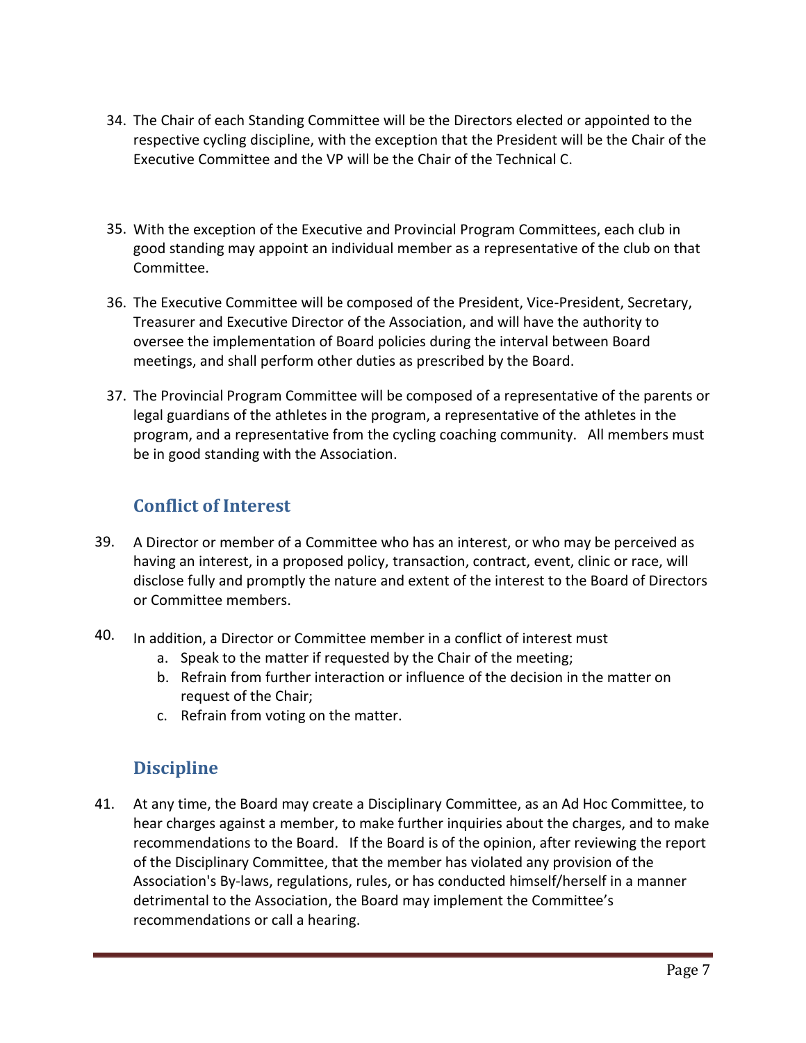34. The Chair of each Standing Committee will be the Directors elected or appointed to the respective cycling discipline, with the exception that the President will be the Chair of the Executive Committee and the VP will be the Chair of the Technical C.

35. With the exception of the Executive and Provincial Program Committees, each club in good standing may appoint an individual member as a representative of the club on that Committee.

36. The Executive Committee will be composed of the President, Vice-President, Secretary, Treasurer and Executive Director of the Association, and will have the authority to oversee the implementation of Board policies during the interval between Board meetings, and shall perform other duties as prescribed by the Board.

37. The Provincial Program Committee will be composed of a representative of the parents or legal guardians of the athletes in the program, a representative of the athletes in the program, and a representative from the cycling coaching community. All members must be in good standing with the Association.

## Conflict of Interest

39. A Director or member of a Committee who has an interest, or who may be perceived as having an interest, in a proposed policy, transaction, contract, event, clinic or race, will disclose fully and promptly the nature and extent of the interest to the Board of Directors or Committee members.

40. In addition, a Director or Committee member in a conflict of interest must
    a. Speak to the matter if requested by the Chair of the meeting;
    b. Refrain from further interaction or influence of the decision in the matter on request of the Chair;
    c. Refrain from voting on the matter.

## Discipline

41. At any time, the Board may create a Disciplinary Committee, as an Ad Hoc Committee, to hear charges against a member, to make further inquiries about the charges, and to make recommendations to the Board. If the Board is of the opinion, after reviewing the report of the Disciplinary Committee, that the member has violated any provision of the Association's By-laws, regulations, rules, or has conducted himself/herself in a manner detrimental to the Association, the Board may implement the Committee's recommendations or call a hearing.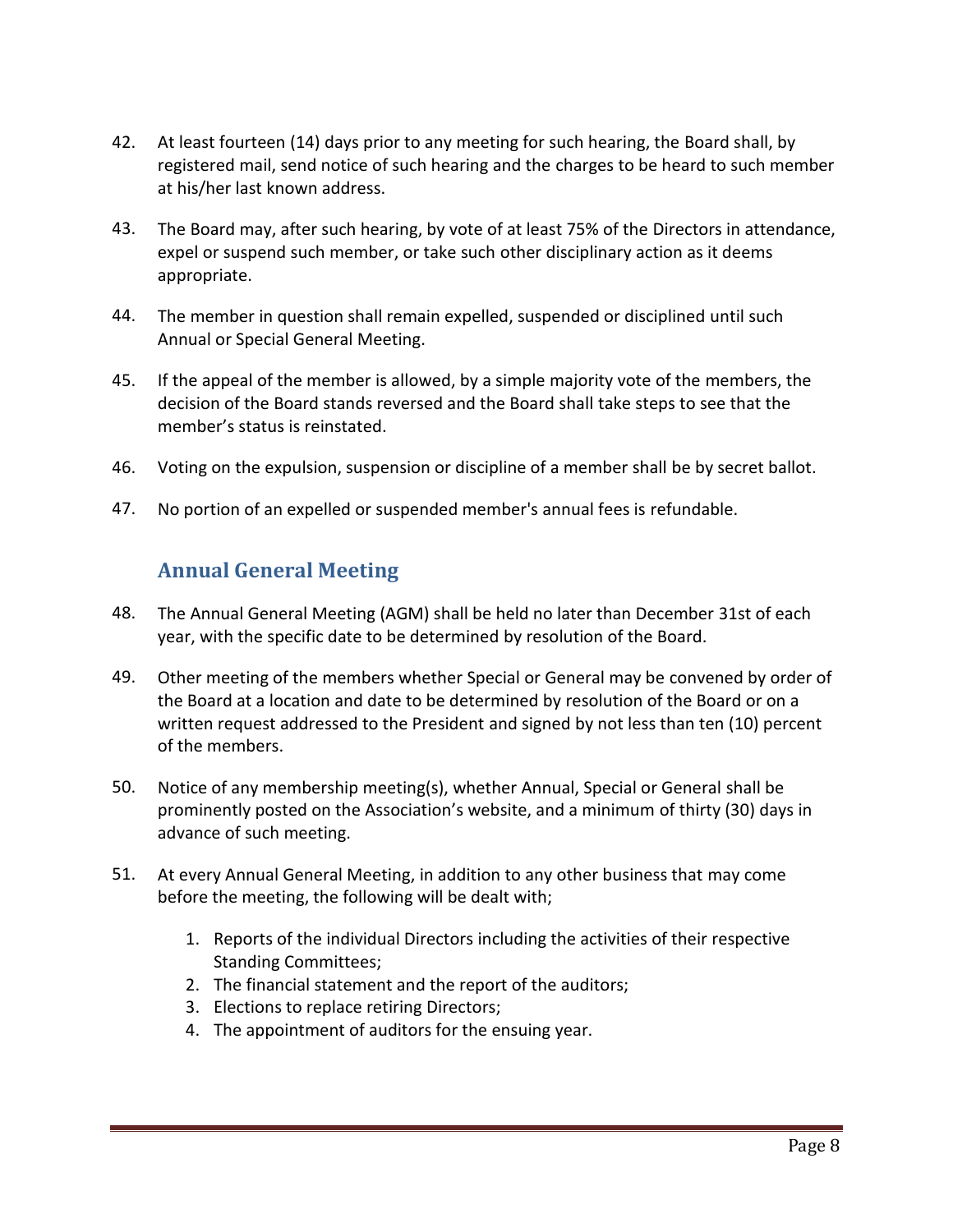42. At least fourteen (14) days prior to any meeting for such hearing, the Board shall, by registered mail, send notice of such hearing and the charges to be heard to such member at his/her last known address.

43. The Board may, after such hearing, by vote of at least 75% of the Directors in attendance, expel or suspend such member, or take such other disciplinary action as it deems appropriate.

44. The member in question shall remain expelled, suspended or disciplined until such Annual or Special General Meeting.

45. If the appeal of the member is allowed, by a simple majority vote of the members, the decision of the Board stands reversed and the Board shall take steps to see that the member's status is reinstated.

46. Voting on the expulsion, suspension or discipline of a member shall be by secret ballot.

47. No portion of an expelled or suspended member's annual fees is refundable.

## Annual General Meeting

48. The Annual General Meeting (AGM) shall be held no later than December 31st of each year, with the specific date to be determined by resolution of the Board.

49. Other meeting of the members whether Special or General may be convened by order of the Board at a location and date to be determined by resolution of the Board or on a written request addressed to the President and signed by not less than ten (10) percent of the members.

50. Notice of any membership meeting(s), whether Annual, Special or General shall be prominently posted on the Association's website, and a minimum of thirty (30) days in advance of such meeting.

51. At every Annual General Meeting, in addition to any other business that may come before the meeting, the following will be dealt with;

    1. Reports of the individual Directors including the activities of their respective Standing Committees;
    2. The financial statement and the report of the auditors;
    3. Elections to replace retiring Directors;
    4. The appointment of auditors for the ensuing year.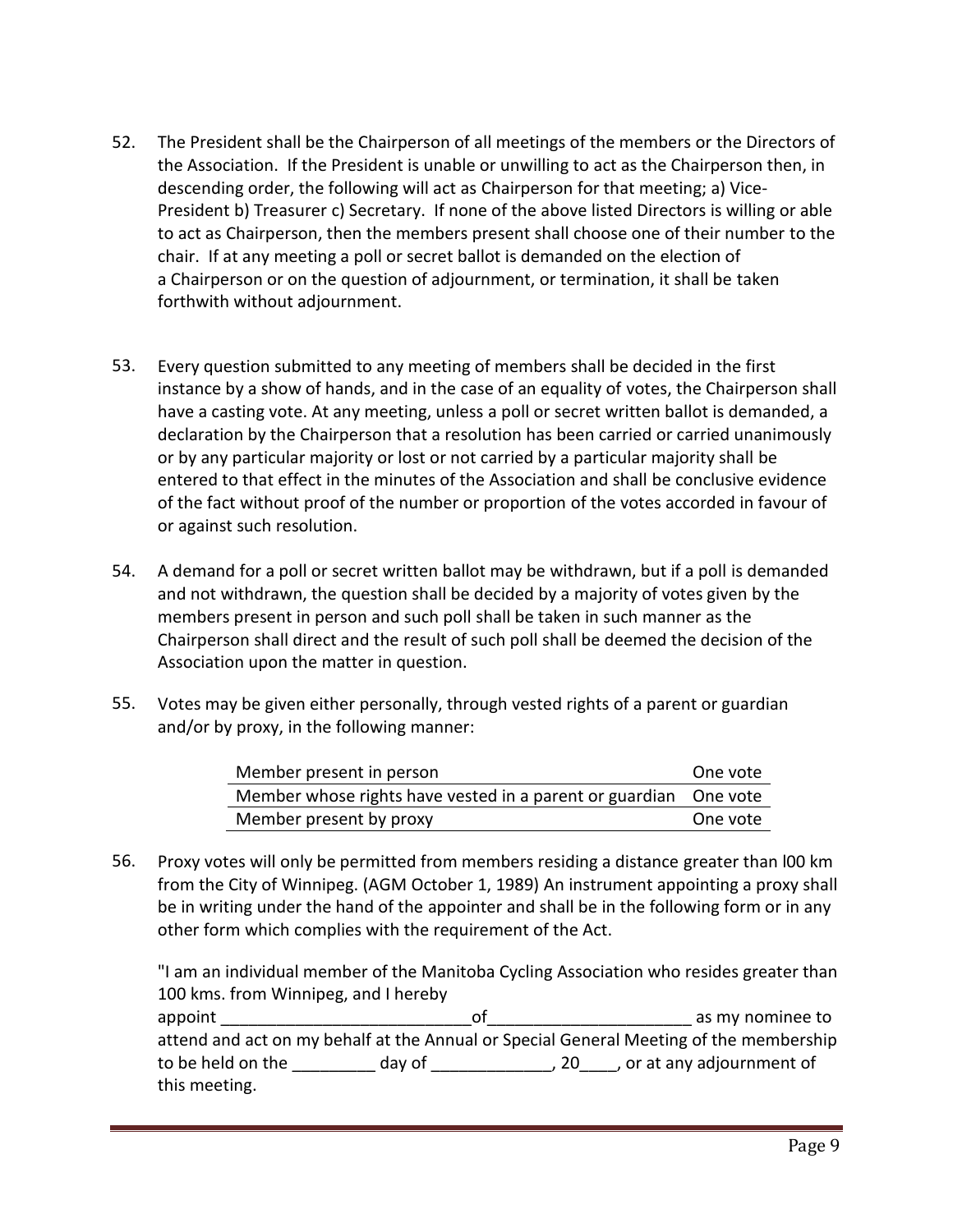52. The President shall be the Chairperson of all meetings of the members or the Directors of the Association. If the President is unable or unwilling to act as the Chairperson then, in descending order, the following will act as Chairperson for that meeting; a) Vice-President b) Treasurer c) Secretary. If none of the above listed Directors is willing or able to act as Chairperson, then the members present shall choose one of their number to the chair. If at any meeting a poll or secret ballot is demanded on the election of a Chairperson or on the question of adjournment, or termination, it shall be taken forthwith without adjournment.

53. Every question submitted to any meeting of members shall be decided in the first instance by a show of hands, and in the case of an equality of votes, the Chairperson shall have a casting vote. At any meeting, unless a poll or secret written ballot is demanded, a declaration by the Chairperson that a resolution has been carried or carried unanimously or by any particular majority or lost or not carried by a particular majority shall be entered to that effect in the minutes of the Association and shall be conclusive evidence of the fact without proof of the number or proportion of the votes accorded in favour of or against such resolution.

54. A demand for a poll or secret written ballot may be withdrawn, but if a poll is demanded and not withdrawn, the question shall be decided by a majority of votes given by the members present in person and such poll shall be taken in such manner as the Chairperson shall direct and the result of such poll shall be deemed the decision of the Association upon the matter in question.

55. Votes may be given either personally, through vested rights of a parent or guardian and/or by proxy, in the following manner:

| | |
|---|---|
| Member present in person | One vote |
| Member whose rights have vested in a parent or guardian | One vote |
| Member present by proxy | One vote |

56. Proxy votes will only be permitted from members residing a distance greater than l00 km from the City of Winnipeg. (AGM October 1, 1989) An instrument appointing a proxy shall be in writing under the hand of the appointer and shall be in the following form or in any other form which complies with the requirement of the Act.

"I am an individual member of the Manitoba Cycling Association who resides greater than 100 kms. from Winnipeg, and I hereby appoint ___________________________of_____________________ as my nominee to attend and act on my behalf at the Annual or Special General Meeting of the membership to be held on the _________ day of _____________, 20____, or at any adjournment of this meeting.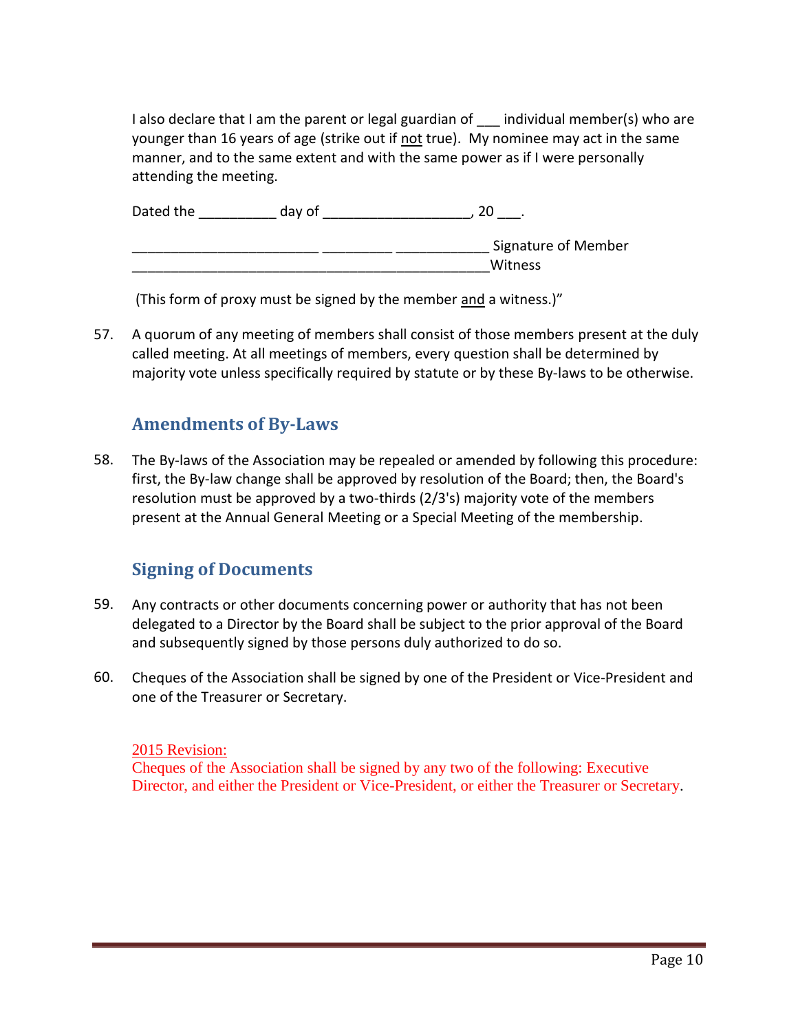I also declare that I am the parent or legal guardian of ___ individual member(s) who are younger than 16 years of age (strike out if <u>not</u> true). My nominee may act in the same manner, and to the same extent and with the same power as if I were personally attending the meeting.

Dated the __________ day of ___________________, 20 ___.

________________________ _________ ____________ Signature of Member
______________________________________________Witness

(This form of proxy must be signed by the member <u>and</u> a witness.)"

57. A quorum of any meeting of members shall consist of those members present at the duly called meeting. At all meetings of members, every question shall be determined by majority vote unless specifically required by statute or by these By-laws to be otherwise.

## Amendments of By-Laws

58. The By-laws of the Association may be repealed or amended by following this procedure: first, the By-law change shall be approved by resolution of the Board; then, the Board's resolution must be approved by a two-thirds (2/3's) majority vote of the members present at the Annual General Meeting or a Special Meeting of the membership.

## Signing of Documents

59. Any contracts or other documents concerning power or authority that has not been delegated to a Director by the Board shall be subject to the prior approval of the Board and subsequently signed by those persons duly authorized to do so.

60. Cheques of the Association shall be signed by one of the President or Vice-President and one of the Treasurer or Secretary.

<u>2015 Revision:</u>
Cheques of the Association shall be signed by any two of the following: Executive Director, and either the President or Vice-President, or either the Treasurer or Secretary.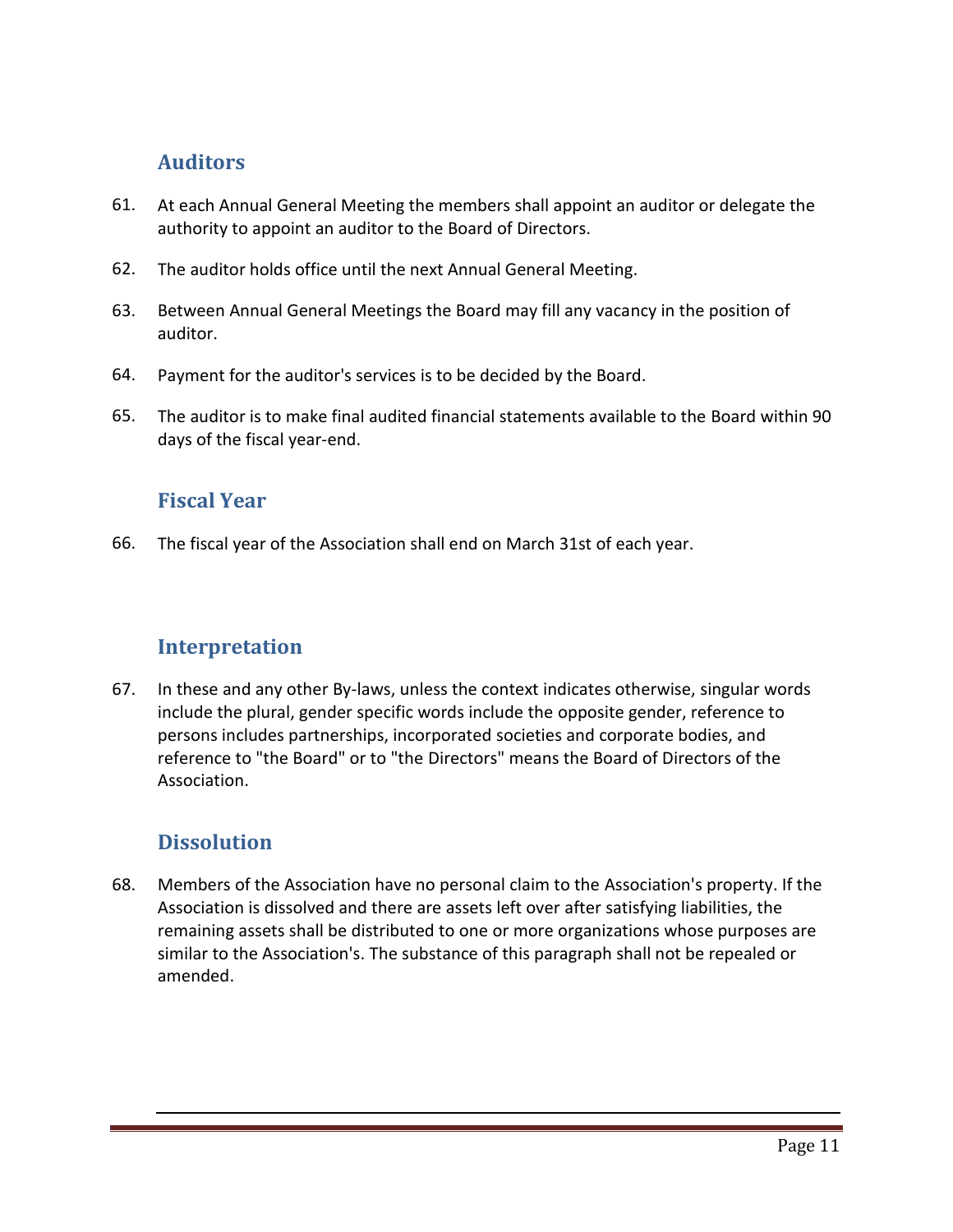## Auditors

61. At each Annual General Meeting the members shall appoint an auditor or delegate the authority to appoint an auditor to the Board of Directors.

62. The auditor holds office until the next Annual General Meeting.

63. Between Annual General Meetings the Board may fill any vacancy in the position of auditor.

64. Payment for the auditor's services is to be decided by the Board.

65. The auditor is to make final audited financial statements available to the Board within 90 days of the fiscal year-end.

## Fiscal Year

66. The fiscal year of the Association shall end on March 31st of each year.

## Interpretation

67. In these and any other By-laws, unless the context indicates otherwise, singular words include the plural, gender specific words include the opposite gender, reference to persons includes partnerships, incorporated societies and corporate bodies, and reference to "the Board" or to "the Directors" means the Board of Directors of the Association.

## Dissolution

68. Members of the Association have no personal claim to the Association's property. If the Association is dissolved and there are assets left over after satisfying liabilities, the remaining assets shall be distributed to one or more organizations whose purposes are similar to the Association's. The substance of this paragraph shall not be repealed or amended.